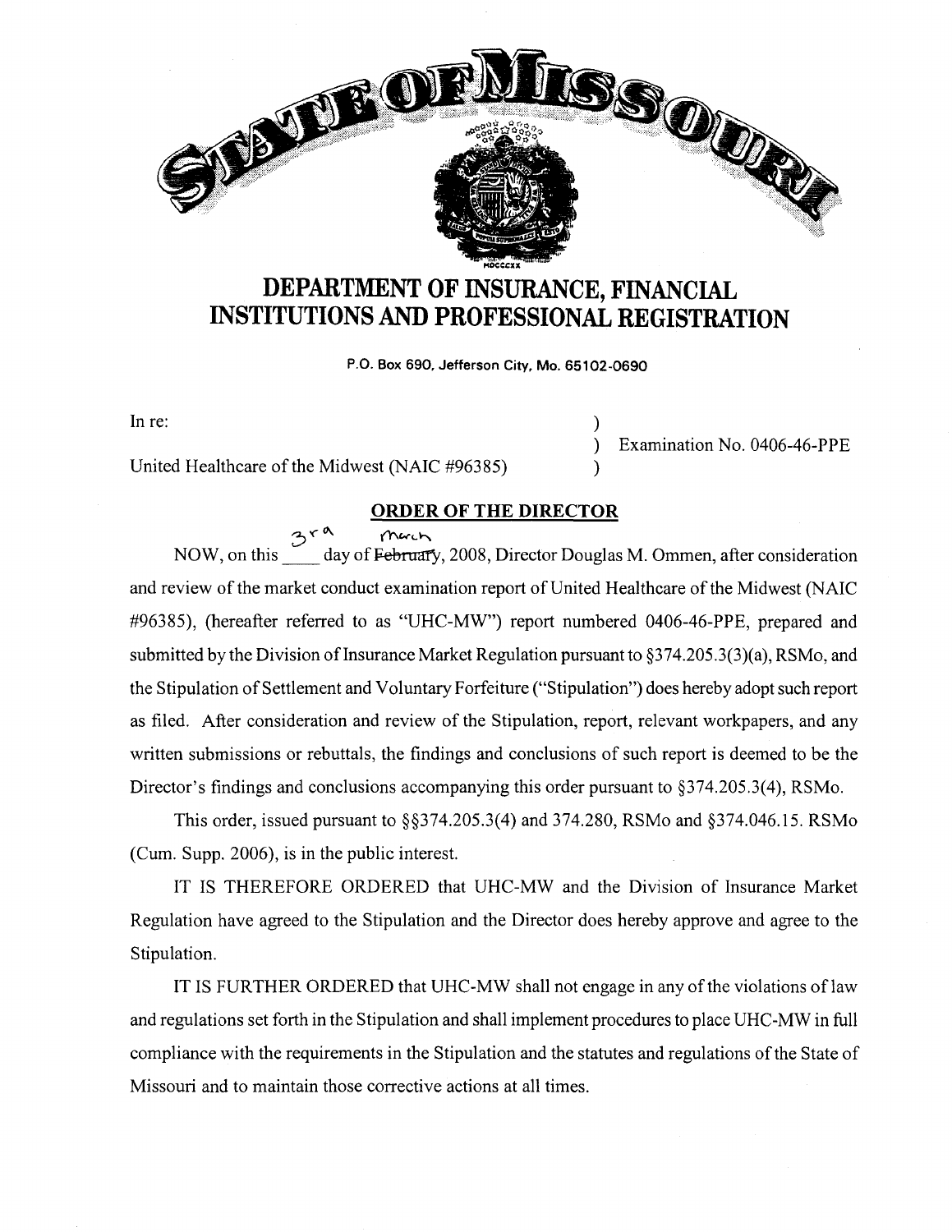# DEPARTMENT OF INSURANCE, FINANCIAL INSTITUTIONS AND PROFESSIONAL REGISTRATION

P.O. Box 690, Jefferson City, Mo. 65102-0690

In re: ) Examination No. 0406-46-PPE

United Healthcare of the Midwest (NAIC #96385) )

## ORDER OF THE DIRECTOR

NOW, on this 3rd day of ~~February~~ March, 2008, Director Douglas M. Ommen, after consideration and review of the market conduct examination report of United Healthcare of the Midwest (NAIC #96385), (hereafter referred to as "UHC-MW") report numbered 0406-46-PPE, prepared and submitted by the Division of Insurance Market Regulation pursuant to §374.205.3(3)(a), RSMo, and the Stipulation of Settlement and Voluntary Forfeiture ("Stipulation") does hereby adopt such report as filed. After consideration and review of the Stipulation, report, relevant workpapers, and any written submissions or rebuttals, the findings and conclusions of such report is deemed to be the Director's findings and conclusions accompanying this order pursuant to §374.205.3(4), RSMo.

This order, issued pursuant to §§374.205.3(4) and 374.280, RSMo and §374.046.15. RSMo (Cum. Supp. 2006), is in the public interest.

IT IS THEREFORE ORDERED that UHC-MW and the Division of Insurance Market Regulation have agreed to the Stipulation and the Director does hereby approve and agree to the Stipulation.

IT IS FURTHER ORDERED that UHC-MW shall not engage in any of the violations of law and regulations set forth in the Stipulation and shall implement procedures to place UHC-MW in full compliance with the requirements in the Stipulation and the statutes and regulations of the State of Missouri and to maintain those corrective actions at all times.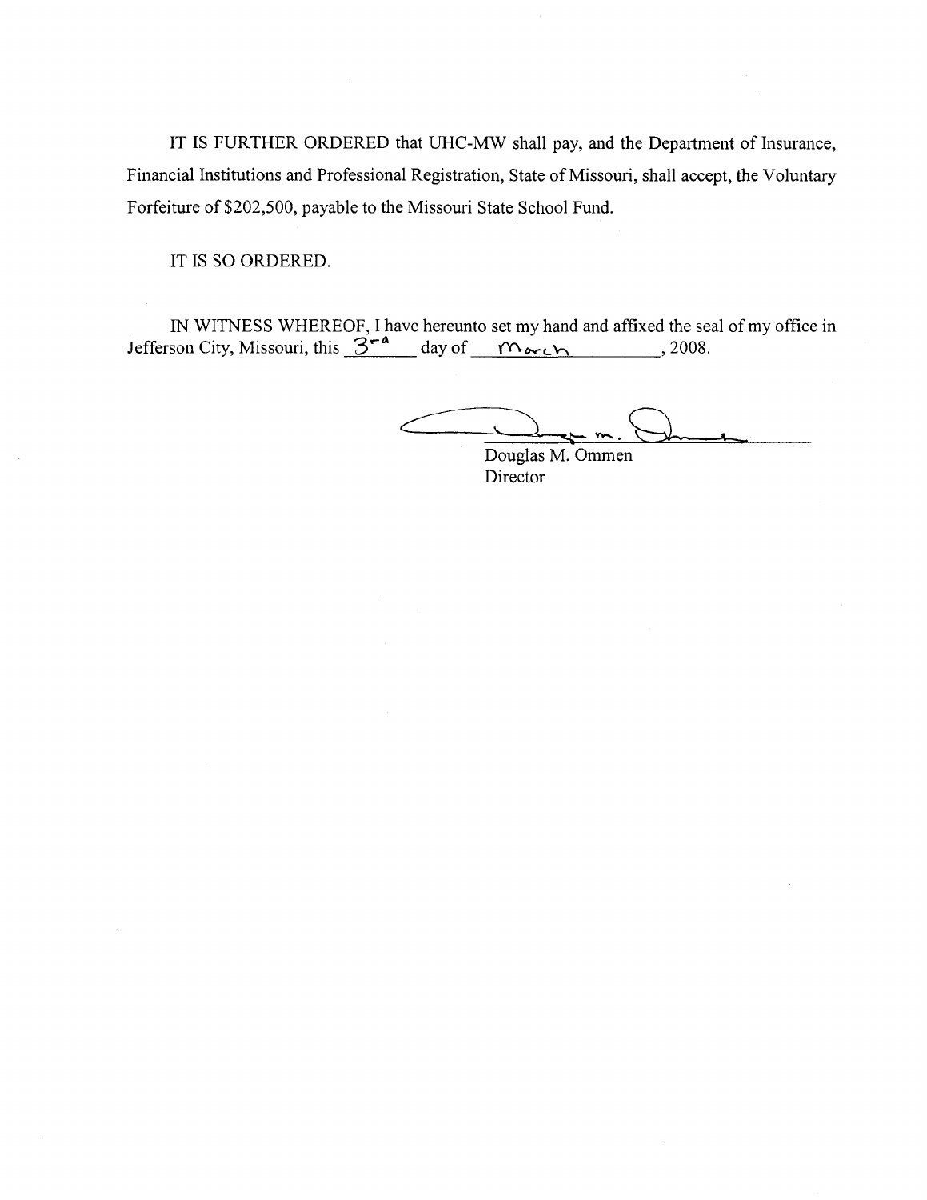IT IS FURTHER ORDERED that UHC-MW shall pay, and the Department of Insurance, Financial Institutions and Professional Registration, State of Missouri, shall accept, the Voluntary Forfeiture of $202,500, payable to the Missouri State School Fund.

IT IS SO ORDERED.

IN WITNESS WHEREOF, I have hereunto set my hand and affixed the seal of my office in Jefferson City, Missouri, this 3rd day of March, 2008.

Douglas M. Ommen
Director